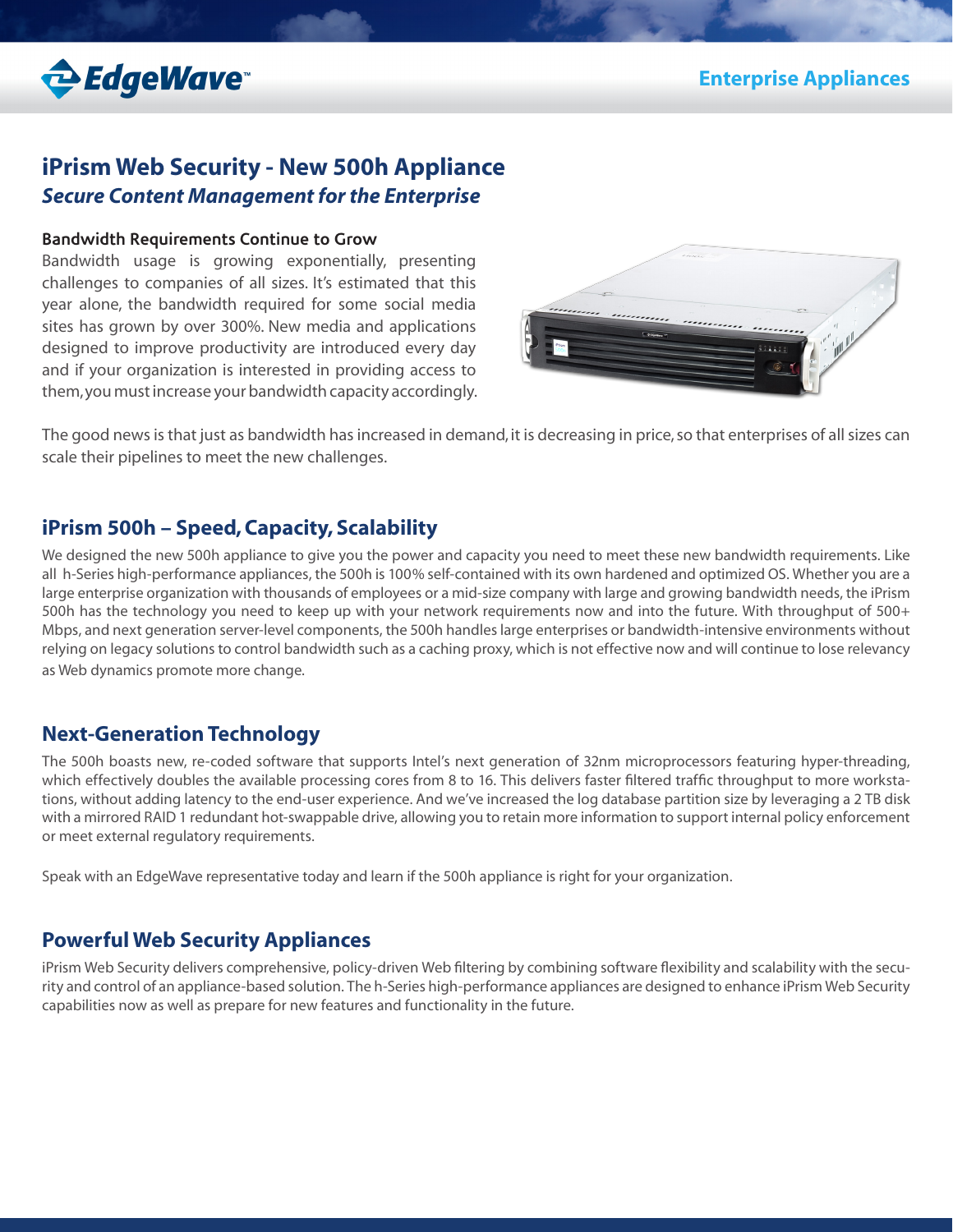EdgeWave™

Enterprise Appliances

# iPrism Web Security - New 500h Appliance

## *Secure Content Management for the Enterprise*

### Bandwidth Requirements Continue to Grow

Bandwidth usage is growing exponentially, presenting challenges to companies of all sizes. It's estimated that this year alone, the bandwidth required for some social media sites has grown by over 300%. New media and applications designed to improve productivity are introduced every day and if your organization is interested in providing access to them, you must increase your bandwidth capacity accordingly.

The good news is that just as bandwidth has increased in demand, it is decreasing in price, so that enterprises of all sizes can scale their pipelines to meet the new challenges.

## iPrism 500h – Speed, Capacity, Scalability

We designed the new 500h appliance to give you the power and capacity you need to meet these new bandwidth requirements. Like all h-Series high-performance appliances, the 500h is 100% self-contained with its own hardened and optimized OS. Whether you are a large enterprise organization with thousands of employees or a mid-size company with large and growing bandwidth needs, the iPrism 500h has the technology you need to keep up with your network requirements now and into the future. With throughput of 500+ Mbps, and next generation server-level components, the 500h handles large enterprises or bandwidth-intensive environments without relying on legacy solutions to control bandwidth such as a caching proxy, which is not effective now and will continue to lose relevancy as Web dynamics promote more change.

## Next-Generation Technology

The 500h boasts new, re-coded software that supports Intel's next generation of 32nm microprocessors featuring hyper-threading, which effectively doubles the available processing cores from 8 to 16. This delivers faster filtered traffic throughput to more workstations, without adding latency to the end-user experience. And we've increased the log database partition size by leveraging a 2 TB disk with a mirrored RAID 1 redundant hot-swappable drive, allowing you to retain more information to support internal policy enforcement or meet external regulatory requirements.

Speak with an EdgeWave representative today and learn if the 500h appliance is right for your organization.

## Powerful Web Security Appliances

iPrism Web Security delivers comprehensive, policy-driven Web filtering by combining software flexibility and scalability with the security and control of an appliance-based solution. The h-Series high-performance appliances are designed to enhance iPrism Web Security capabilities now as well as prepare for new features and functionality in the future.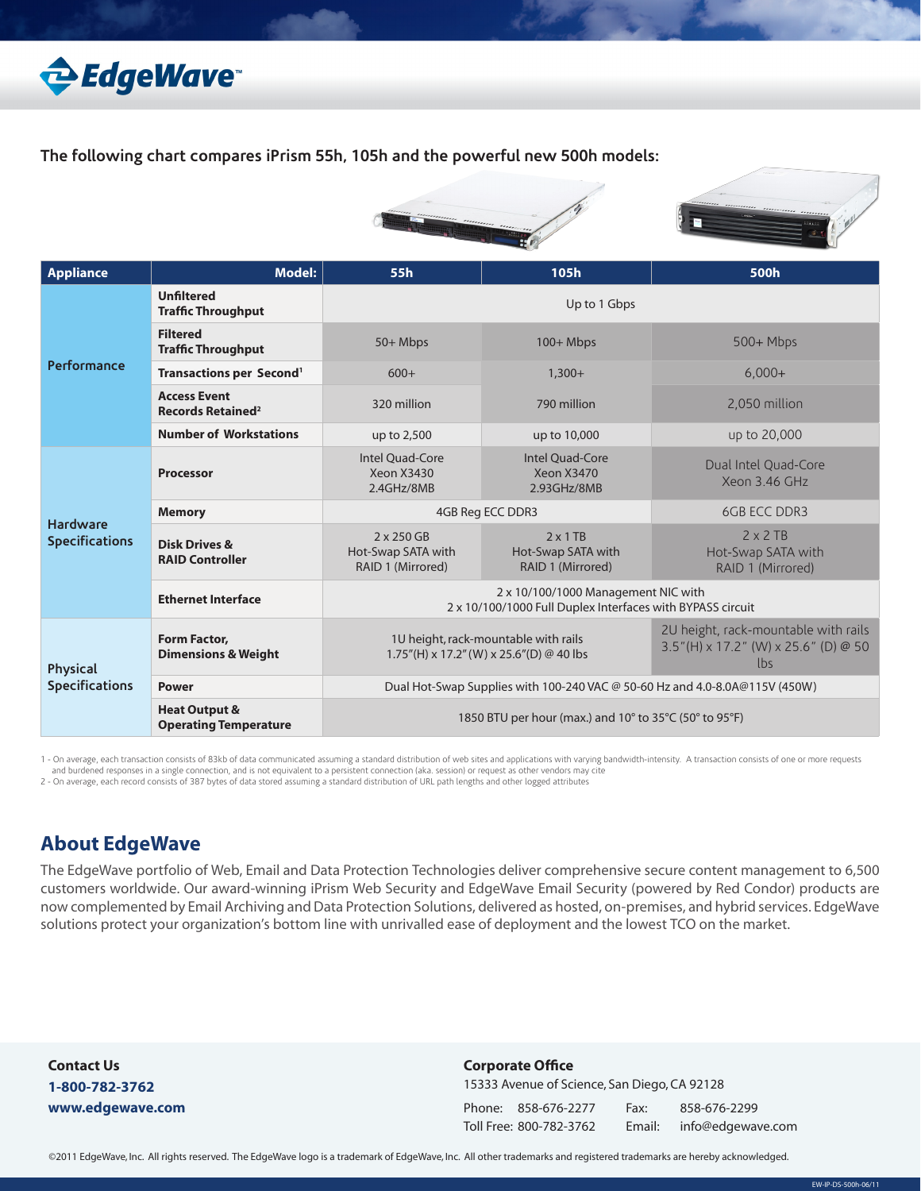The following chart compares iPrism 55h, 105h and the powerful new 500h models:

| Appliance | Model: | 55h | 105h | 500h |
|---|---|---|---|---|
| Performance | Unfiltered Traffic Throughput | Up to 1 Gbps | | |
| | Filtered Traffic Throughput | 50+ Mbps | 100+ Mbps | 500+ Mbps |
| | Transactions per Second[1] | 600+ | 1,300+ | 6,000+ |
| | Access Event Records Retained[2] | 320 million | 790 million | 2,050 million |
| | Number of Workstations | up to 2,500 | up to 10,000 | up to 20,000 |
| Hardware Specifications | Processor | Intel Quad-Core Xeon X3430 2.4GHz/8MB | Intel Quad-Core Xeon X3470 2.93GHz/8MB | Dual Intel Quad-Core Xeon 3.46 GHz |
| | Memory | 4GB Reg ECC DDR3 | | 6GB ECC DDR3 |
| | Disk Drives & RAID Controller | 2 x 250 GB Hot-Swap SATA with RAID 1 (Mirrored) | 2 x 1 TB Hot-Swap SATA with RAID 1 (Mirrored) | 2 x 2 TB Hot-Swap SATA with RAID 1 (Mirrored) |
| | Ethernet Interface | 2 x 10/100/1000 Management NIC with 2 x 10/100/1000 Full Duplex Interfaces with BYPASS circuit | | |
| Physical Specifications | Form Factor, Dimensions & Weight | 1U height, rack-mountable with rails 1.75"(H) x 17.2"(W) x 25.6"(D) @ 40 lbs | | 2U height, rack-mountable with rails 3.5"(H) x 17.2" (W) x 25.6" (D) @ 50 lbs |
| | Power | Dual Hot-Swap Supplies with 100-240 VAC @ 50-60 Hz and 4.0-8.0A@115V (450W) | | |
| | Heat Output & Operating Temperature | 1850 BTU per hour (max.) and 10° to 35°C (50° to 95°F) | | |

1 - On average, each transaction consists of 83kb of data communicated assuming a standard distribution of web sites and applications with varying bandwidth-intensity. A transaction consists of one or more requests and burdened responses in a single connection, and is not equivalent to a persistent connection (aka. session) or request as other vendors may cite

2 - On average, each record consists of 387 bytes of data stored assuming a standard distribution of URL path lengths and other logged attributes

## About EdgeWave

The EdgeWave portfolio of Web, Email and Data Protection Technologies deliver comprehensive secure content management to 6,500 customers worldwide. Our award-winning iPrism Web Security and EdgeWave Email Security (powered by Red Condor) products are now complemented by Email Archiving and Data Protection Solutions, delivered as hosted, on-premises, and hybrid services. EdgeWave solutions protect your organization's bottom line with unrivalled ease of deployment and the lowest TCO on the market.

**Contact Us**
**1-800-782-3762**
**www.edgewave.com**

**Corporate Office**
15333 Avenue of Science, San Diego, CA 92128

Phone: 858-676-2277 Fax: 858-676-2299
Toll Free: 800-782-3762 Email: info@edgewave.com

©2011 EdgeWave, Inc. All rights reserved. The EdgeWave logo is a trademark of EdgeWave, Inc. All other trademarks and registered trademarks are hereby acknowledged.

EW-IP-DS-500h-06/11